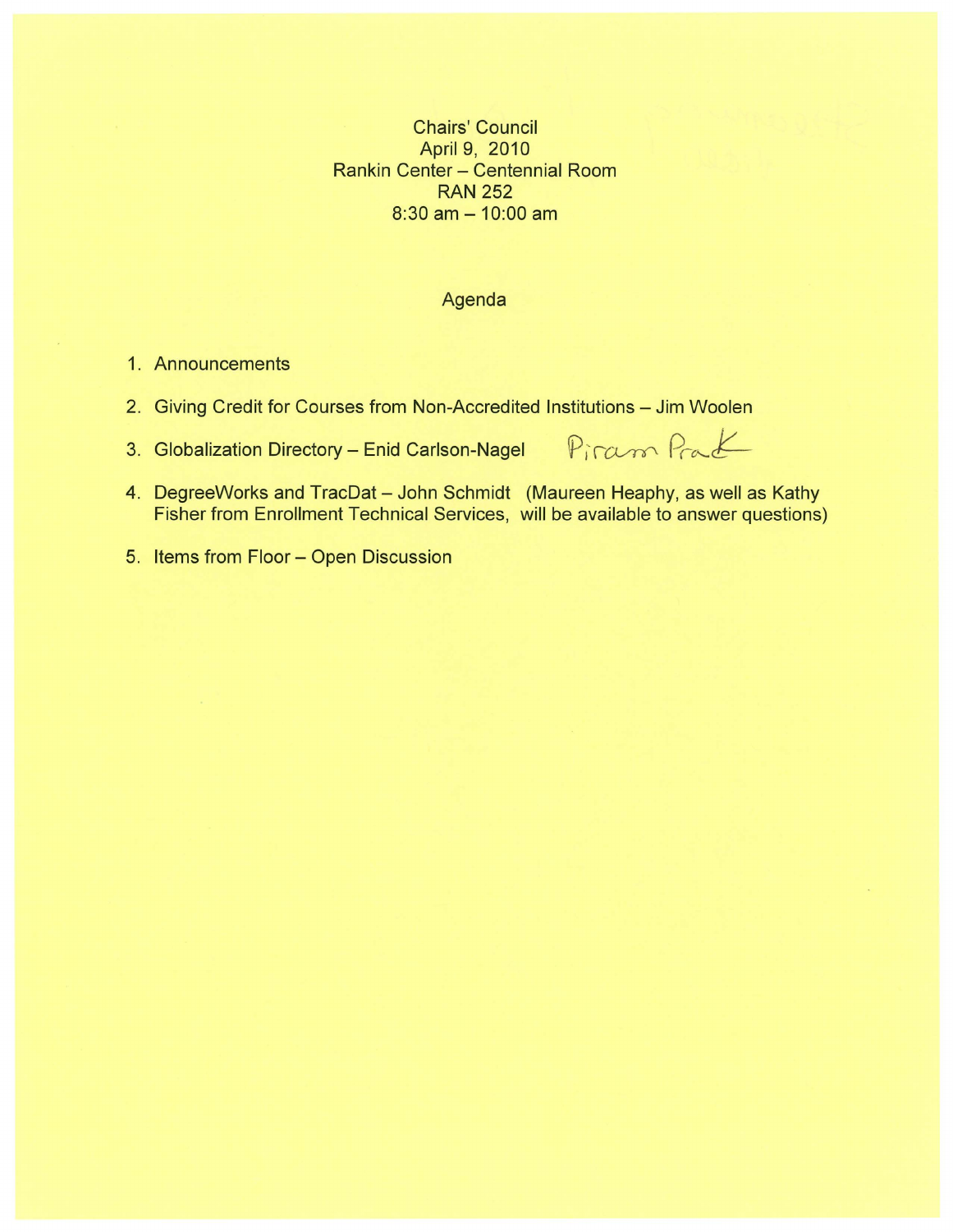Chairs' Council
April 9, 2010
Rankin Center – Centennial Room
RAN 252
8:30 am – 10:00 am

## Agenda

1. Announcements
2. Giving Credit for Courses from Non-Accredited Institutions – Jim Woolen
3. Globalization Directory – Enid Carlson-Nagel Piram Prak
4. DegreeWorks and TracDat – John Schmidt (Maureen Heaphy, as well as Kathy Fisher from Enrollment Technical Services, will be available to answer questions)
5. Items from Floor – Open Discussion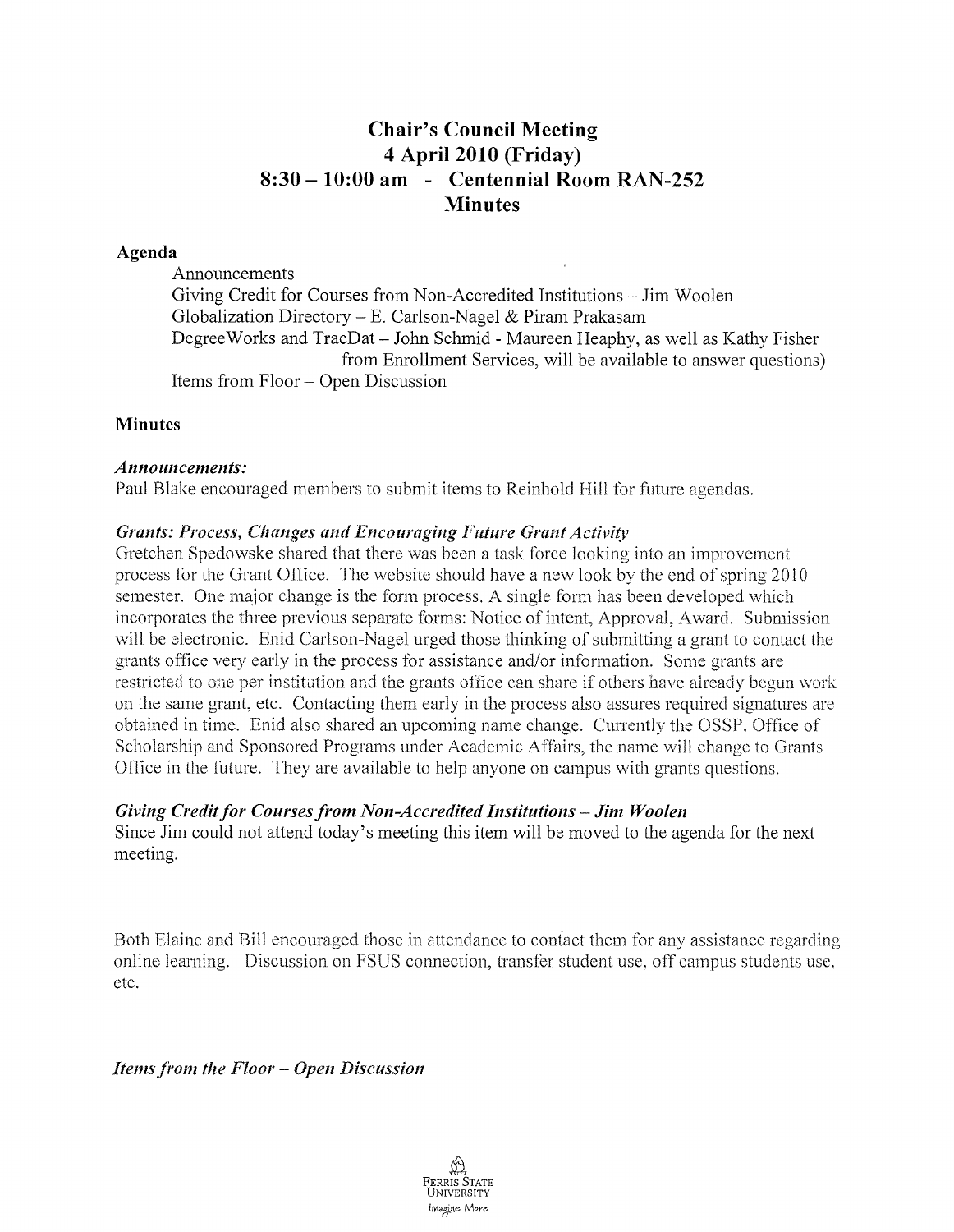# Chair's Council Meeting
# 4 April 2010 (Friday)
# 8:30 – 10:00 am - Centennial Room RAN-252
# Minutes

## Agenda

Announcements
Giving Credit for Courses from Non-Accredited Institutions – Jim Woolen
Globalization Directory – E. Carlson-Nagel & Piram Prakasam
DegreeWorks and TracDat – John Schmid - Maureen Heaphy, as well as Kathy Fisher from Enrollment Services, will be available to answer questions)
Items from Floor – Open Discussion

## Minutes

### *Announcements:*

Paul Blake encouraged members to submit items to Reinhold Hill for future agendas.

### *Grants: Process, Changes and Encouraging Future Grant Activity*

Gretchen Spedowske shared that there was been a task force looking into an improvement process for the Grant Office. The website should have a new look by the end of spring 2010 semester. One major change is the form process. A single form has been developed which incorporates the three previous separate forms: Notice of intent, Approval, Award. Submission will be electronic. Enid Carlson-Nagel urged those thinking of submitting a grant to contact the grants office very early in the process for assistance and/or information. Some grants are restricted to one per institution and the grants office can share if others have already begun work on the same grant, etc. Contacting them early in the process also assures required signatures are obtained in time. Enid also shared an upcoming name change. Currently the OSSP, Office of Scholarship and Sponsored Programs under Academic Affairs, the name will change to Grants Office in the future. They are available to help anyone on campus with grants questions.

### *Giving Credit for Courses from Non-Accredited Institutions – Jim Woolen*

Since Jim could not attend today's meeting this item will be moved to the agenda for the next meeting.

Both Elaine and Bill encouraged those in attendance to contact them for any assistance regarding online learning. Discussion on FSUS connection, transfer student use, off campus students use, etc.

### *Items from the Floor – Open Discussion*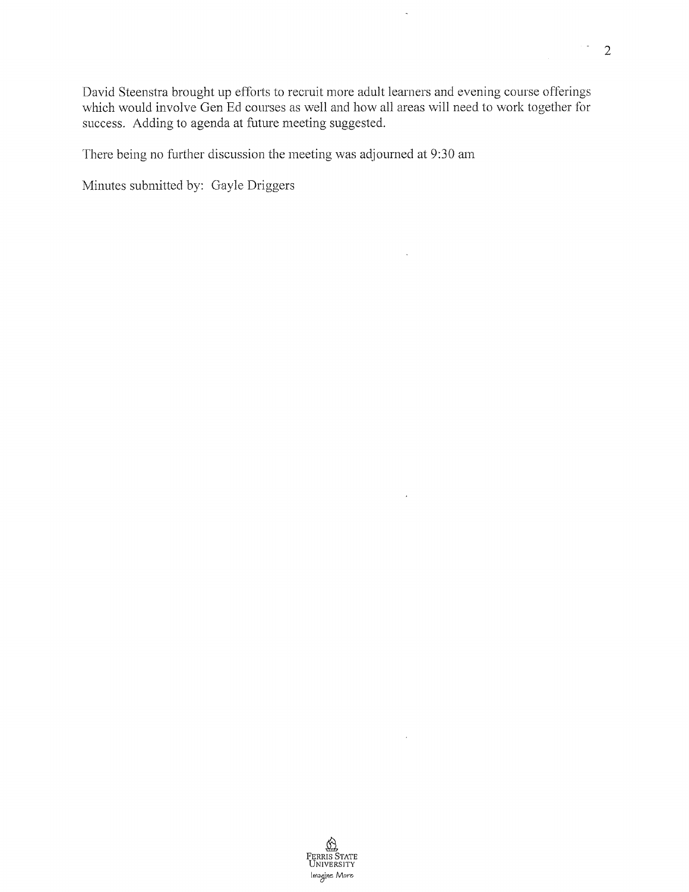David Steenstra brought up efforts to recruit more adult learners and evening course offerings which would involve Gen Ed courses as well and how all areas will need to work together for success. Adding to agenda at future meeting suggested.

There being no further discussion the meeting was adjourned at 9:30 am

Minutes submitted by: Gayle Driggers